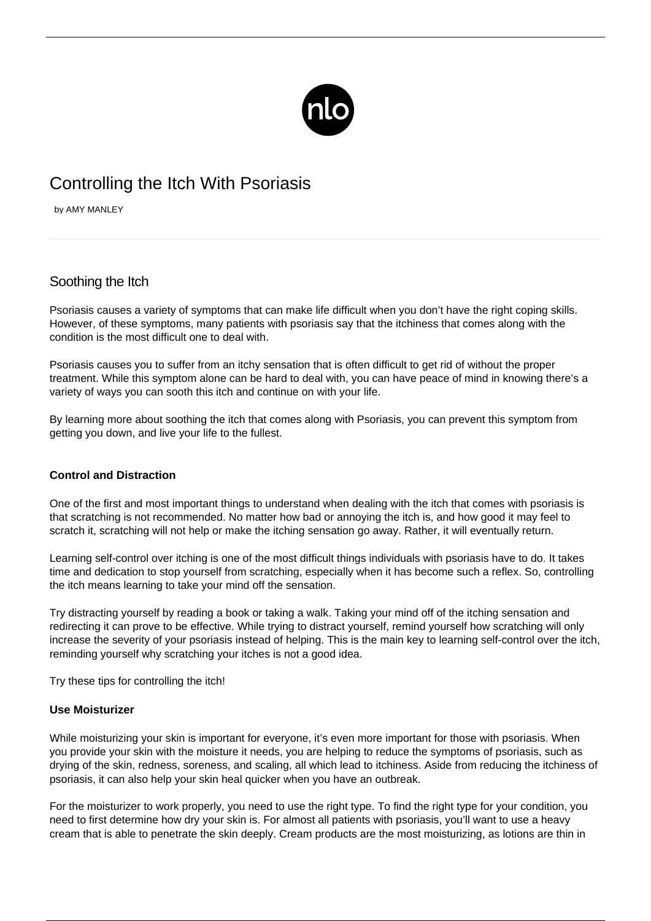# Controlling the Itch With Psoriasis

by AMY MANLEY

## Soothing the Itch

Psoriasis causes a variety of symptoms that can make life difficult when you don't have the right coping skills. However, of these symptoms, many patients with psoriasis say that the itchiness that comes along with the condition is the most difficult one to deal with.

Psoriasis causes you to suffer from an itchy sensation that is often difficult to get rid of without the proper treatment. While this symptom alone can be hard to deal with, you can have peace of mind in knowing there's a variety of ways you can sooth this itch and continue on with your life.

By learning more about soothing the itch that comes along with Psoriasis, you can prevent this symptom from getting you down, and live your life to the fullest.

### Control and Distraction

One of the first and most important things to understand when dealing with the itch that comes with psoriasis is that scratching is not recommended. No matter how bad or annoying the itch is, and how good it may feel to scratch it, scratching will not help or make the itching sensation go away. Rather, it will eventually return.

Learning self-control over itching is one of the most difficult things individuals with psoriasis have to do. It takes time and dedication to stop yourself from scratching, especially when it has become such a reflex. So, controlling the itch means learning to take your mind off the sensation.

Try distracting yourself by reading a book or taking a walk. Taking your mind off of the itching sensation and redirecting it can prove to be effective. While trying to distract yourself, remind yourself how scratching will only increase the severity of your psoriasis instead of helping. This is the main key to learning self-control over the itch, reminding yourself why scratching your itches is not a good idea.

Try these tips for controlling the itch!

### Use Moisturizer

While moisturizing your skin is important for everyone, it's even more important for those with psoriasis. When you provide your skin with the moisture it needs, you are helping to reduce the symptoms of psoriasis, such as drying of the skin, redness, soreness, and scaling, all which lead to itchiness. Aside from reducing the itchiness of psoriasis, it can also help your skin heal quicker when you have an outbreak.

For the moisturizer to work properly, you need to use the right type. To find the right type for your condition, you need to first determine how dry your skin is. For almost all patients with psoriasis, you'll want to use a heavy cream that is able to penetrate the skin deeply. Cream products are the most moisturizing, as lotions are thin in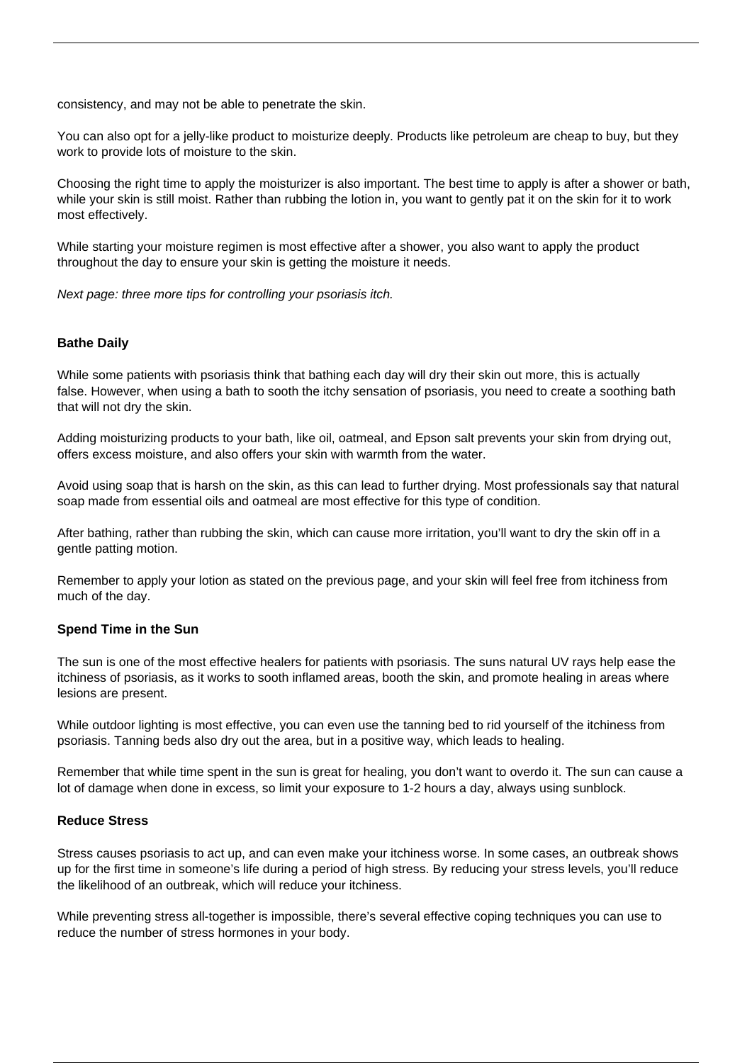consistency, and may not be able to penetrate the skin.

You can also opt for a jelly-like product to moisturize deeply. Products like petroleum are cheap to buy, but they work to provide lots of moisture to the skin.

Choosing the right time to apply the moisturizer is also important. The best time to apply is after a shower or bath, while your skin is still moist. Rather than rubbing the lotion in, you want to gently pat it on the skin for it to work most effectively.

While starting your moisture regimen is most effective after a shower, you also want to apply the product throughout the day to ensure your skin is getting the moisture it needs.

*Next page: three more tips for controlling your psoriasis itch.*

**Bathe Daily**

While some patients with psoriasis think that bathing each day will dry their skin out more, this is actually false. However, when using a bath to sooth the itchy sensation of psoriasis, you need to create a soothing bath that will not dry the skin.

Adding moisturizing products to your bath, like oil, oatmeal, and Epson salt prevents your skin from drying out, offers excess moisture, and also offers your skin with warmth from the water.

Avoid using soap that is harsh on the skin, as this can lead to further drying. Most professionals say that natural soap made from essential oils and oatmeal are most effective for this type of condition.

After bathing, rather than rubbing the skin, which can cause more irritation, you'll want to dry the skin off in a gentle patting motion.

Remember to apply your lotion as stated on the previous page, and your skin will feel free from itchiness from much of the day.

**Spend Time in the Sun**

The sun is one of the most effective healers for patients with psoriasis. The suns natural UV rays help ease the itchiness of psoriasis, as it works to sooth inflamed areas, booth the skin, and promote healing in areas where lesions are present.

While outdoor lighting is most effective, you can even use the tanning bed to rid yourself of the itchiness from psoriasis. Tanning beds also dry out the area, but in a positive way, which leads to healing.

Remember that while time spent in the sun is great for healing, you don't want to overdo it. The sun can cause a lot of damage when done in excess, so limit your exposure to 1-2 hours a day, always using sunblock.

**Reduce Stress**

Stress causes psoriasis to act up, and can even make your itchiness worse. In some cases, an outbreak shows up for the first time in someone's life during a period of high stress. By reducing your stress levels, you'll reduce the likelihood of an outbreak, which will reduce your itchiness.

While preventing stress all-together is impossible, there's several effective coping techniques you can use to reduce the number of stress hormones in your body.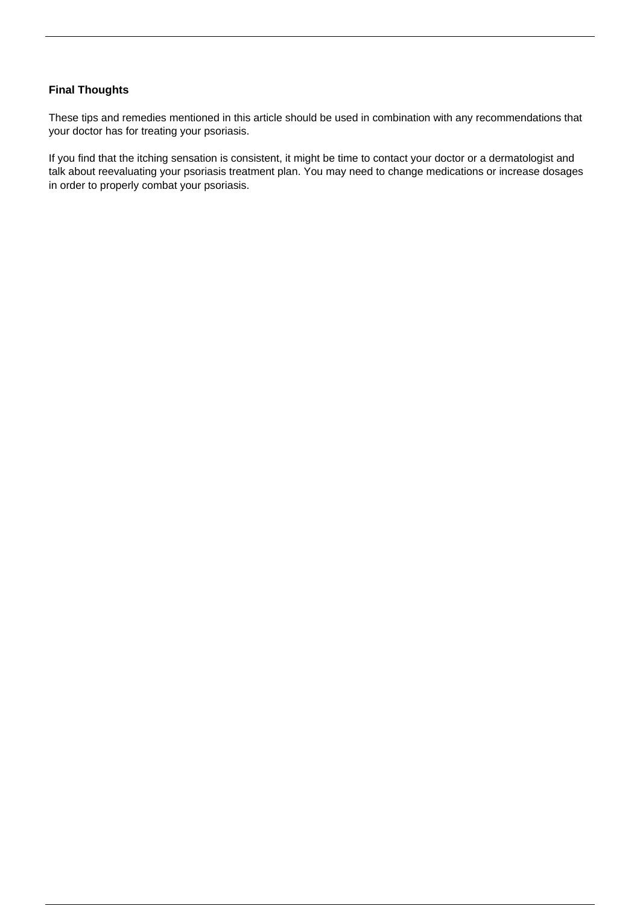**Final Thoughts**

These tips and remedies mentioned in this article should be used in combination with any recommendations that your doctor has for treating your psoriasis.

If you find that the itching sensation is consistent, it might be time to contact your doctor or a dermatologist and talk about reevaluating your psoriasis treatment plan. You may need to change medications or increase dosages in order to properly combat your psoriasis.